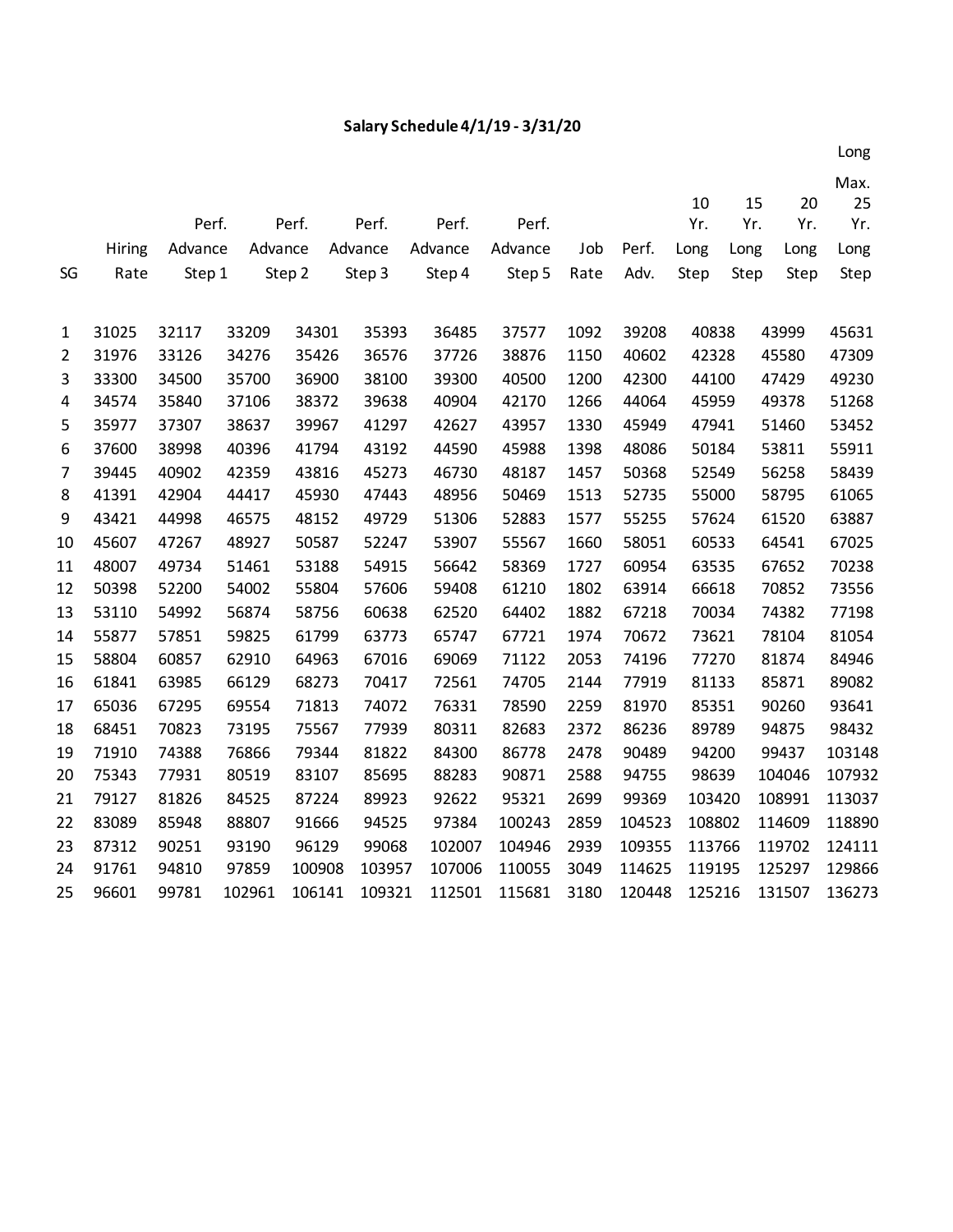## Salary Schedule 4/1/19 - 3/31/20

| SG | Hiring Rate | Perf. Advance Step 1 | Perf. Advance Step 2 | Perf. Advance Step 3 | Perf. Advance Step 4 | Perf. Advance Step 5 | Job Rate | Perf. Adv. | 10 Yr. Long Step | 15 Yr. Long Step | 20 Yr. Long Step | Long Max. 25 Yr. Long Step |
|---|---|---|---|---|---|---|---|---|---|---|---|---|
| 1 | 31025 | 32117 | 33209 | 34301 | 35393 | 36485 | 37577 | 1092 | 39208 | 40838 | 43999 | 45631 |
| 2 | 31976 | 33126 | 34276 | 35426 | 36576 | 37726 | 38876 | 1150 | 40602 | 42328 | 45580 | 47309 |
| 3 | 33300 | 34500 | 35700 | 36900 | 38100 | 39300 | 40500 | 1200 | 42300 | 44100 | 47429 | 49230 |
| 4 | 34574 | 35840 | 37106 | 38372 | 39638 | 40904 | 42170 | 1266 | 44064 | 45959 | 49378 | 51268 |
| 5 | 35977 | 37307 | 38637 | 39967 | 41297 | 42627 | 43957 | 1330 | 45949 | 47941 | 51460 | 53452 |
| 6 | 37600 | 38998 | 40396 | 41794 | 43192 | 44590 | 45988 | 1398 | 48086 | 50184 | 53811 | 55911 |
| 7 | 39445 | 40902 | 42359 | 43816 | 45273 | 46730 | 48187 | 1457 | 50368 | 52549 | 56258 | 58439 |
| 8 | 41391 | 42904 | 44417 | 45930 | 47443 | 48956 | 50469 | 1513 | 52735 | 55000 | 58795 | 61065 |
| 9 | 43421 | 44998 | 46575 | 48152 | 49729 | 51306 | 52883 | 1577 | 55255 | 57624 | 61520 | 63887 |
| 10 | 45607 | 47267 | 48927 | 50587 | 52247 | 53907 | 55567 | 1660 | 58051 | 60533 | 64541 | 67025 |
| 11 | 48007 | 49734 | 51461 | 53188 | 54915 | 56642 | 58369 | 1727 | 60954 | 63535 | 67652 | 70238 |
| 12 | 50398 | 52200 | 54002 | 55804 | 57606 | 59408 | 61210 | 1802 | 63914 | 66618 | 70852 | 73556 |
| 13 | 53110 | 54992 | 56874 | 58756 | 60638 | 62520 | 64402 | 1882 | 67218 | 70034 | 74382 | 77198 |
| 14 | 55877 | 57851 | 59825 | 61799 | 63773 | 65747 | 67721 | 1974 | 70672 | 73621 | 78104 | 81054 |
| 15 | 58804 | 60857 | 62910 | 64963 | 67016 | 69069 | 71122 | 2053 | 74196 | 77270 | 81874 | 84946 |
| 16 | 61841 | 63985 | 66129 | 68273 | 70417 | 72561 | 74705 | 2144 | 77919 | 81133 | 85871 | 89082 |
| 17 | 65036 | 67295 | 69554 | 71813 | 74072 | 76331 | 78590 | 2259 | 81970 | 85351 | 90260 | 93641 |
| 18 | 68451 | 70823 | 73195 | 75567 | 77939 | 80311 | 82683 | 2372 | 86236 | 89789 | 94875 | 98432 |
| 19 | 71910 | 74388 | 76866 | 79344 | 81822 | 84300 | 86778 | 2478 | 90489 | 94200 | 99437 | 103148 |
| 20 | 75343 | 77931 | 80519 | 83107 | 85695 | 88283 | 90871 | 2588 | 94755 | 98639 | 104046 | 107932 |
| 21 | 79127 | 81826 | 84525 | 87224 | 89923 | 92622 | 95321 | 2699 | 99369 | 103420 | 108991 | 113037 |
| 22 | 83089 | 85948 | 88807 | 91666 | 94525 | 97384 | 100243 | 2859 | 104523 | 108802 | 114609 | 118890 |
| 23 | 87312 | 90251 | 93190 | 96129 | 99068 | 102007 | 104946 | 2939 | 109355 | 113766 | 119702 | 124111 |
| 24 | 91761 | 94810 | 97859 | 100908 | 103957 | 107006 | 110055 | 3049 | 114625 | 119195 | 125297 | 129866 |
| 25 | 96601 | 99781 | 102961 | 106141 | 109321 | 112501 | 115681 | 3180 | 120448 | 125216 | 131507 | 136273 |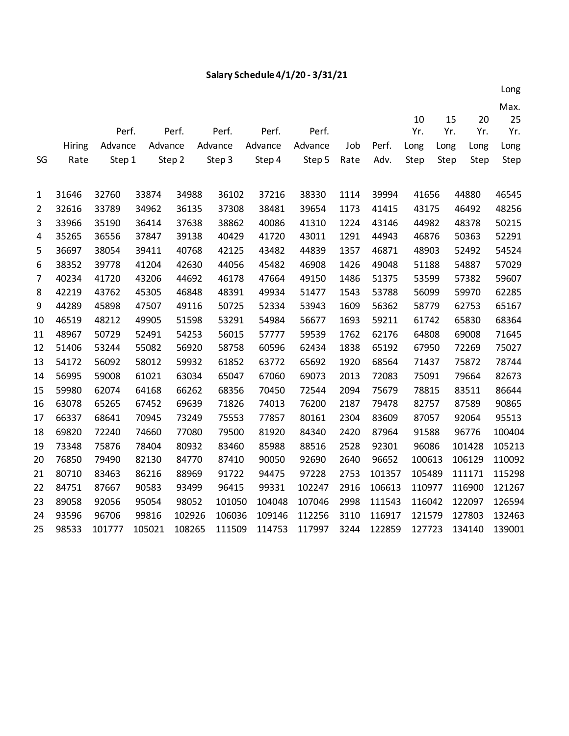# Salary Schedule 4/1/20 - 3/31/21

| SG | Hiring Rate | Perf. Advance Step 1 | Perf. Advance Step 2 | Perf. Advance Step 3 | Perf. Advance Step 4 | Perf. Advance Step 5 | Job Rate | Perf. Adv. | 10 Yr. Long Step | 15 Yr. Long Step | 20 Yr. Long Step | Long Max. 25 Yr. Long Step |
|---|---|---|---|---|---|---|---|---|---|---|---|---|
| 1 | 31646 | 32760 | 33874 | 34988 | 36102 | 37216 | 38330 | 1114 | 39994 | 41656 | 44880 | 46545 |
| 2 | 32616 | 33789 | 34962 | 36135 | 37308 | 38481 | 39654 | 1173 | 41415 | 43175 | 46492 | 48256 |
| 3 | 33966 | 35190 | 36414 | 37638 | 38862 | 40086 | 41310 | 1224 | 43146 | 44982 | 48378 | 50215 |
| 4 | 35265 | 36556 | 37847 | 39138 | 40429 | 41720 | 43011 | 1291 | 44943 | 46876 | 50363 | 52291 |
| 5 | 36697 | 38054 | 39411 | 40768 | 42125 | 43482 | 44839 | 1357 | 46871 | 48903 | 52492 | 54524 |
| 6 | 38352 | 39778 | 41204 | 42630 | 44056 | 45482 | 46908 | 1426 | 49048 | 51188 | 54887 | 57029 |
| 7 | 40234 | 41720 | 43206 | 44692 | 46178 | 47664 | 49150 | 1486 | 51375 | 53599 | 57382 | 59607 |
| 8 | 42219 | 43762 | 45305 | 46848 | 48391 | 49934 | 51477 | 1543 | 53788 | 56099 | 59970 | 62285 |
| 9 | 44289 | 45898 | 47507 | 49116 | 50725 | 52334 | 53943 | 1609 | 56362 | 58779 | 62753 | 65167 |
| 10 | 46519 | 48212 | 49905 | 51598 | 53291 | 54984 | 56677 | 1693 | 59211 | 61742 | 65830 | 68364 |
| 11 | 48967 | 50729 | 52491 | 54253 | 56015 | 57777 | 59539 | 1762 | 62176 | 64808 | 69008 | 71645 |
| 12 | 51406 | 53244 | 55082 | 56920 | 58758 | 60596 | 62434 | 1838 | 65192 | 67950 | 72269 | 75027 |
| 13 | 54172 | 56092 | 58012 | 59932 | 61852 | 63772 | 65692 | 1920 | 68564 | 71437 | 75872 | 78744 |
| 14 | 56995 | 59008 | 61021 | 63034 | 65047 | 67060 | 69073 | 2013 | 72083 | 75091 | 79664 | 82673 |
| 15 | 59980 | 62074 | 64168 | 66262 | 68356 | 70450 | 72544 | 2094 | 75679 | 78815 | 83511 | 86644 |
| 16 | 63078 | 65265 | 67452 | 69639 | 71826 | 74013 | 76200 | 2187 | 79478 | 82757 | 87589 | 90865 |
| 17 | 66337 | 68641 | 70945 | 73249 | 75553 | 77857 | 80161 | 2304 | 83609 | 87057 | 92064 | 95513 |
| 18 | 69820 | 72240 | 74660 | 77080 | 79500 | 81920 | 84340 | 2420 | 87964 | 91588 | 96776 | 100404 |
| 19 | 73348 | 75876 | 78404 | 80932 | 83460 | 85988 | 88516 | 2528 | 92301 | 96086 | 101428 | 105213 |
| 20 | 76850 | 79490 | 82130 | 84770 | 87410 | 90050 | 92690 | 2640 | 96652 | 100613 | 106129 | 110092 |
| 21 | 80710 | 83463 | 86216 | 88969 | 91722 | 94475 | 97228 | 2753 | 101357 | 105489 | 111171 | 115298 |
| 22 | 84751 | 87667 | 90583 | 93499 | 96415 | 99331 | 102247 | 2916 | 106613 | 110977 | 116900 | 121267 |
| 23 | 89058 | 92056 | 95054 | 98052 | 101050 | 104048 | 107046 | 2998 | 111543 | 116042 | 122097 | 126594 |
| 24 | 93596 | 96706 | 99816 | 102926 | 106036 | 109146 | 112256 | 3110 | 116917 | 121579 | 127803 | 132463 |
| 25 | 98533 | 101777 | 105021 | 108265 | 111509 | 114753 | 117997 | 3244 | 122859 | 127723 | 134140 | 139001 |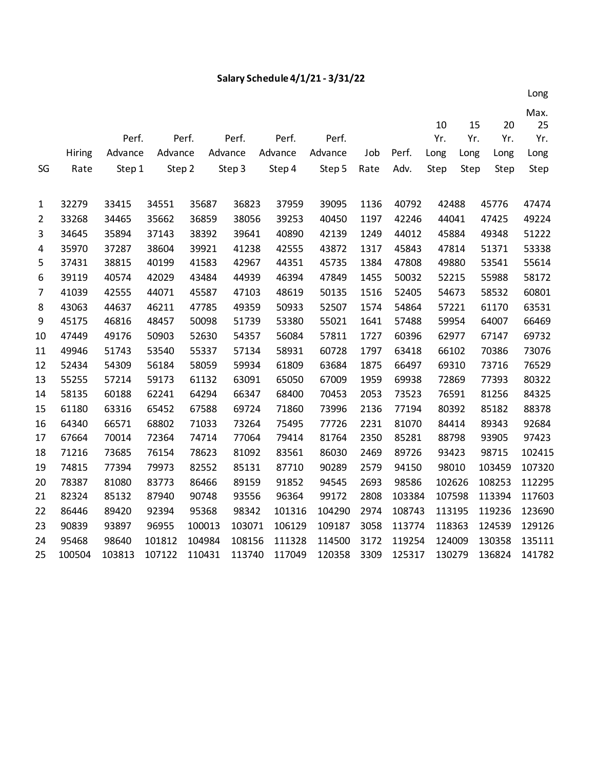## Salary Schedule 4/1/21 - 3/31/22

| SG | Hiring Rate | Perf. Advance Step 1 | Perf. Advance Step 2 | Perf. Advance Step 3 | Perf. Advance Step 4 | Perf. Advance Step 5 | Job Rate | Perf. Adv. | 10 Yr. Long Step | 15 Yr. Long Step | 20 Yr. Long Step | Long Max. 25 Yr. Long Step |
|---|---|---|---|---|---|---|---|---|---|---|---|---|
| 1 | 32279 | 33415 | 34551 | 35687 | 36823 | 37959 | 39095 | 1136 | 40792 | 42488 | 45776 | 47474 |
| 2 | 33268 | 34465 | 35662 | 36859 | 38056 | 39253 | 40450 | 1197 | 42246 | 44041 | 47425 | 49224 |
| 3 | 34645 | 35894 | 37143 | 38392 | 39641 | 40890 | 42139 | 1249 | 44012 | 45884 | 49348 | 51222 |
| 4 | 35970 | 37287 | 38604 | 39921 | 41238 | 42555 | 43872 | 1317 | 45843 | 47814 | 51371 | 53338 |
| 5 | 37431 | 38815 | 40199 | 41583 | 42967 | 44351 | 45735 | 1384 | 47808 | 49880 | 53541 | 55614 |
| 6 | 39119 | 40574 | 42029 | 43484 | 44939 | 46394 | 47849 | 1455 | 50032 | 52215 | 55988 | 58172 |
| 7 | 41039 | 42555 | 44071 | 45587 | 47103 | 48619 | 50135 | 1516 | 52405 | 54673 | 58532 | 60801 |
| 8 | 43063 | 44637 | 46211 | 47785 | 49359 | 50933 | 52507 | 1574 | 54864 | 57221 | 61170 | 63531 |
| 9 | 45175 | 46816 | 48457 | 50098 | 51739 | 53380 | 55021 | 1641 | 57488 | 59954 | 64007 | 66469 |
| 10 | 47449 | 49176 | 50903 | 52630 | 54357 | 56084 | 57811 | 1727 | 60396 | 62977 | 67147 | 69732 |
| 11 | 49946 | 51743 | 53540 | 55337 | 57134 | 58931 | 60728 | 1797 | 63418 | 66102 | 70386 | 73076 |
| 12 | 52434 | 54309 | 56184 | 58059 | 59934 | 61809 | 63684 | 1875 | 66497 | 69310 | 73716 | 76529 |
| 13 | 55255 | 57214 | 59173 | 61132 | 63091 | 65050 | 67009 | 1959 | 69938 | 72869 | 77393 | 80322 |
| 14 | 58135 | 60188 | 62241 | 64294 | 66347 | 68400 | 70453 | 2053 | 73523 | 76591 | 81256 | 84325 |
| 15 | 61180 | 63316 | 65452 | 67588 | 69724 | 71860 | 73996 | 2136 | 77194 | 80392 | 85182 | 88378 |
| 16 | 64340 | 66571 | 68802 | 71033 | 73264 | 75495 | 77726 | 2231 | 81070 | 84414 | 89343 | 92684 |
| 17 | 67664 | 70014 | 72364 | 74714 | 77064 | 79414 | 81764 | 2350 | 85281 | 88798 | 93905 | 97423 |
| 18 | 71216 | 73685 | 76154 | 78623 | 81092 | 83561 | 86030 | 2469 | 89726 | 93423 | 98715 | 102415 |
| 19 | 74815 | 77394 | 79973 | 82552 | 85131 | 87710 | 90289 | 2579 | 94150 | 98010 | 103459 | 107320 |
| 20 | 78387 | 81080 | 83773 | 86466 | 89159 | 91852 | 94545 | 2693 | 98586 | 102626 | 108253 | 112295 |
| 21 | 82324 | 85132 | 87940 | 90748 | 93556 | 96364 | 99172 | 2808 | 103384 | 107598 | 113394 | 117603 |
| 22 | 86446 | 89420 | 92394 | 95368 | 98342 | 101316 | 104290 | 2974 | 108743 | 113195 | 119236 | 123690 |
| 23 | 90839 | 93897 | 96955 | 100013 | 103071 | 106129 | 109187 | 3058 | 113774 | 118363 | 124539 | 129126 |
| 24 | 95468 | 98640 | 101812 | 104984 | 108156 | 111328 | 114500 | 3172 | 119254 | 124009 | 130358 | 135111 |
| 25 | 100504 | 103813 | 107122 | 110431 | 113740 | 117049 | 120358 | 3309 | 125317 | 130279 | 136824 | 141782 |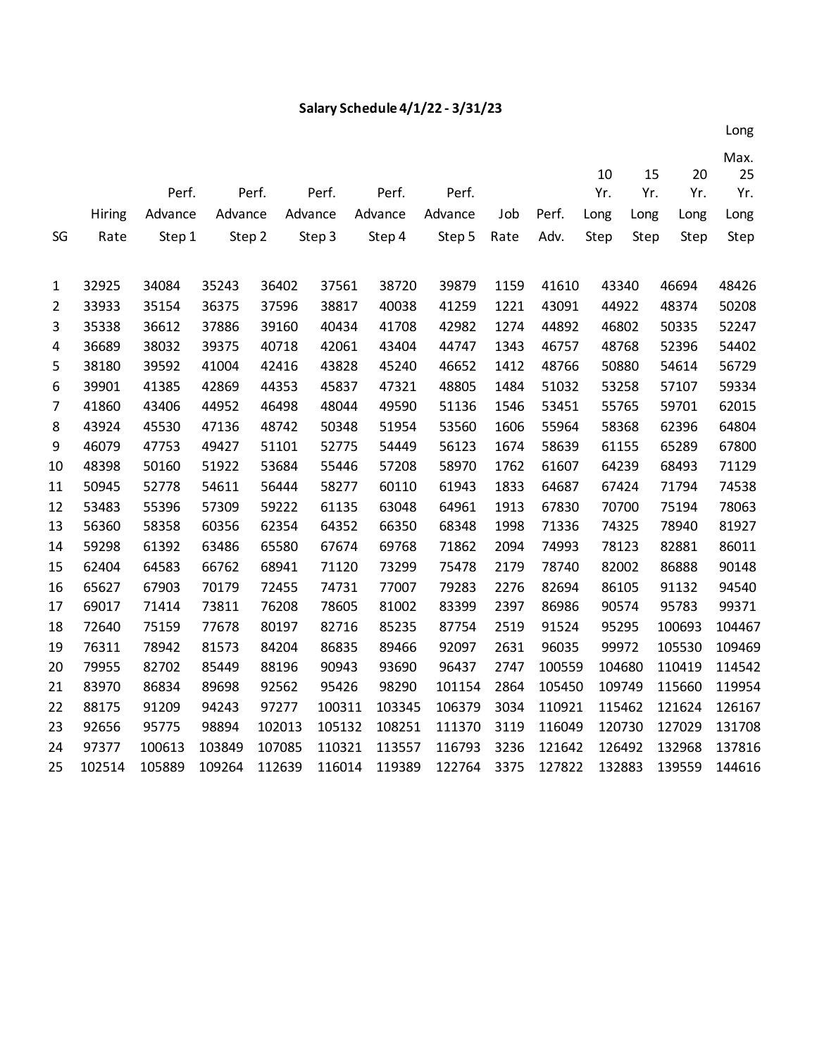## Salary Schedule 4/1/22 - 3/31/23

| SG | Hiring Rate | Perf. Advance Step 1 | Perf. Advance Step 2 | Perf. Advance Step 3 | Perf. Advance Step 4 | Perf. Advance Step 5 | Job Rate | Perf. Adv. | 10 Yr. Long Step | 15 Yr. Long Step | 20 Yr. Long Step | Long Max. 25 Yr. Long Step |
|---|---|---|---|---|---|---|---|---|---|---|---|---|
| 1 | 32925 | 34084 | 35243 | 36402 | 37561 | 38720 | 39879 | 1159 | 41610 | 43340 | 46694 | 48426 |
| 2 | 33933 | 35154 | 36375 | 37596 | 38817 | 40038 | 41259 | 1221 | 43091 | 44922 | 48374 | 50208 |
| 3 | 35338 | 36612 | 37886 | 39160 | 40434 | 41708 | 42982 | 1274 | 44892 | 46802 | 50335 | 52247 |
| 4 | 36689 | 38032 | 39375 | 40718 | 42061 | 43404 | 44747 | 1343 | 46757 | 48768 | 52396 | 54402 |
| 5 | 38180 | 39592 | 41004 | 42416 | 43828 | 45240 | 46652 | 1412 | 48766 | 50880 | 54614 | 56729 |
| 6 | 39901 | 41385 | 42869 | 44353 | 45837 | 47321 | 48805 | 1484 | 51032 | 53258 | 57107 | 59334 |
| 7 | 41860 | 43406 | 44952 | 46498 | 48044 | 49590 | 51136 | 1546 | 53451 | 55765 | 59701 | 62015 |
| 8 | 43924 | 45530 | 47136 | 48742 | 50348 | 51954 | 53560 | 1606 | 55964 | 58368 | 62396 | 64804 |
| 9 | 46079 | 47753 | 49427 | 51101 | 52775 | 54449 | 56123 | 1674 | 58639 | 61155 | 65289 | 67800 |
| 10 | 48398 | 50160 | 51922 | 53684 | 55446 | 57208 | 58970 | 1762 | 61607 | 64239 | 68493 | 71129 |
| 11 | 50945 | 52778 | 54611 | 56444 | 58277 | 60110 | 61943 | 1833 | 64687 | 67424 | 71794 | 74538 |
| 12 | 53483 | 55396 | 57309 | 59222 | 61135 | 63048 | 64961 | 1913 | 67830 | 70700 | 75194 | 78063 |
| 13 | 56360 | 58358 | 60356 | 62354 | 64352 | 66350 | 68348 | 1998 | 71336 | 74325 | 78940 | 81927 |
| 14 | 59298 | 61392 | 63486 | 65580 | 67674 | 69768 | 71862 | 2094 | 74993 | 78123 | 82881 | 86011 |
| 15 | 62404 | 64583 | 66762 | 68941 | 71120 | 73299 | 75478 | 2179 | 78740 | 82002 | 86888 | 90148 |
| 16 | 65627 | 67903 | 70179 | 72455 | 74731 | 77007 | 79283 | 2276 | 82694 | 86105 | 91132 | 94540 |
| 17 | 69017 | 71414 | 73811 | 76208 | 78605 | 81002 | 83399 | 2397 | 86986 | 90574 | 95783 | 99371 |
| 18 | 72640 | 75159 | 77678 | 80197 | 82716 | 85235 | 87754 | 2519 | 91524 | 95295 | 100693 | 104467 |
| 19 | 76311 | 78942 | 81573 | 84204 | 86835 | 89466 | 92097 | 2631 | 96035 | 99972 | 105530 | 109469 |
| 20 | 79955 | 82702 | 85449 | 88196 | 90943 | 93690 | 96437 | 2747 | 100559 | 104680 | 110419 | 114542 |
| 21 | 83970 | 86834 | 89698 | 92562 | 95426 | 98290 | 101154 | 2864 | 105450 | 109749 | 115660 | 119954 |
| 22 | 88175 | 91209 | 94243 | 97277 | 100311 | 103345 | 106379 | 3034 | 110921 | 115462 | 121624 | 126167 |
| 23 | 92656 | 95775 | 98894 | 102013 | 105132 | 108251 | 111370 | 3119 | 116049 | 120730 | 127029 | 131708 |
| 24 | 97377 | 100613 | 103849 | 107085 | 110321 | 113557 | 116793 | 3236 | 121642 | 126492 | 132968 | 137816 |
| 25 | 102514 | 105889 | 109264 | 112639 | 116014 | 119389 | 122764 | 3375 | 127822 | 132883 | 139559 | 144616 |